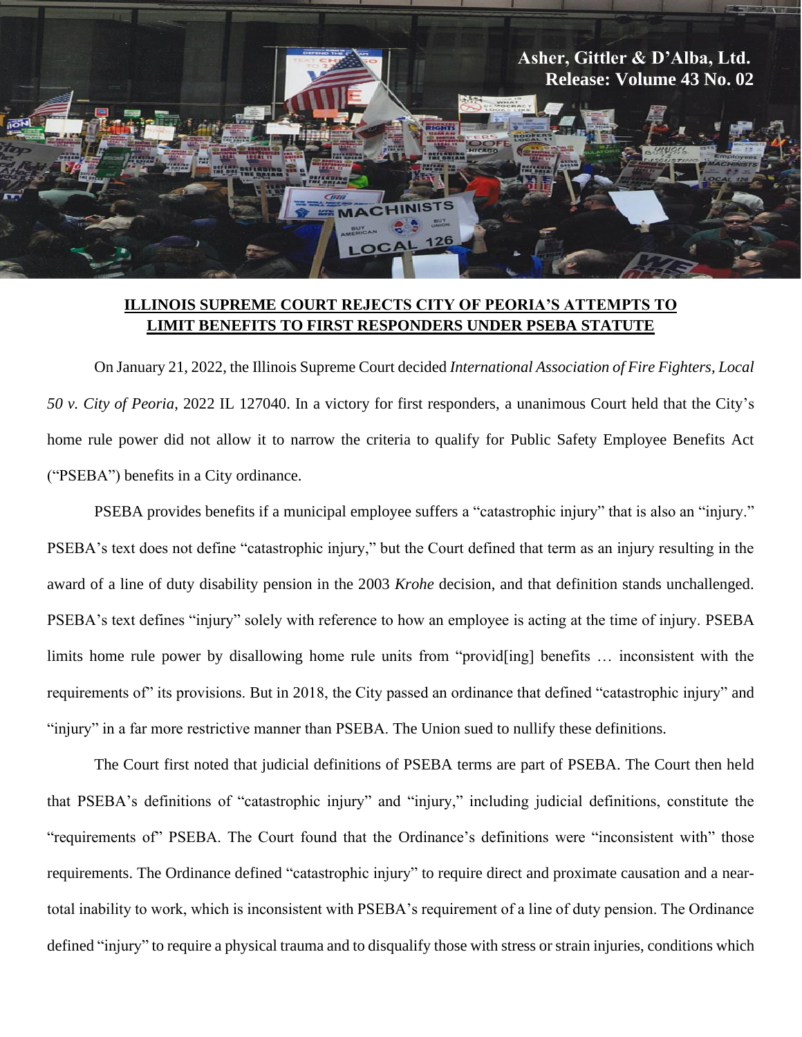Asher, Gittler & D'Alba, Ltd.
Release: Volume 43 No. 02

## ILLINOIS SUPREME COURT REJECTS CITY OF PEORIA'S ATTEMPTS TO LIMIT BENEFITS TO FIRST RESPONDERS UNDER PSEBA STATUTE

On January 21, 2022, the Illinois Supreme Court decided *International Association of Fire Fighters, Local 50 v. City of Peoria*, 2022 IL 127040. In a victory for first responders, a unanimous Court held that the City's home rule power did not allow it to narrow the criteria to qualify for Public Safety Employee Benefits Act ("PSEBA") benefits in a City ordinance.

PSEBA provides benefits if a municipal employee suffers a "catastrophic injury" that is also an "injury." PSEBA's text does not define "catastrophic injury," but the Court defined that term as an injury resulting in the award of a line of duty disability pension in the 2003 *Krohe* decision, and that definition stands unchallenged. PSEBA's text defines "injury" solely with reference to how an employee is acting at the time of injury. PSEBA limits home rule power by disallowing home rule units from "provid[ing] benefits … inconsistent with the requirements of" its provisions. But in 2018, the City passed an ordinance that defined "catastrophic injury" and "injury" in a far more restrictive manner than PSEBA. The Union sued to nullify these definitions.

The Court first noted that judicial definitions of PSEBA terms are part of PSEBA. The Court then held that PSEBA's definitions of "catastrophic injury" and "injury," including judicial definitions, constitute the "requirements of" PSEBA. The Court found that the Ordinance's definitions were "inconsistent with" those requirements. The Ordinance defined "catastrophic injury" to require direct and proximate causation and a near-total inability to work, which is inconsistent with PSEBA's requirement of a line of duty pension. The Ordinance defined "injury" to require a physical trauma and to disqualify those with stress or strain injuries, conditions which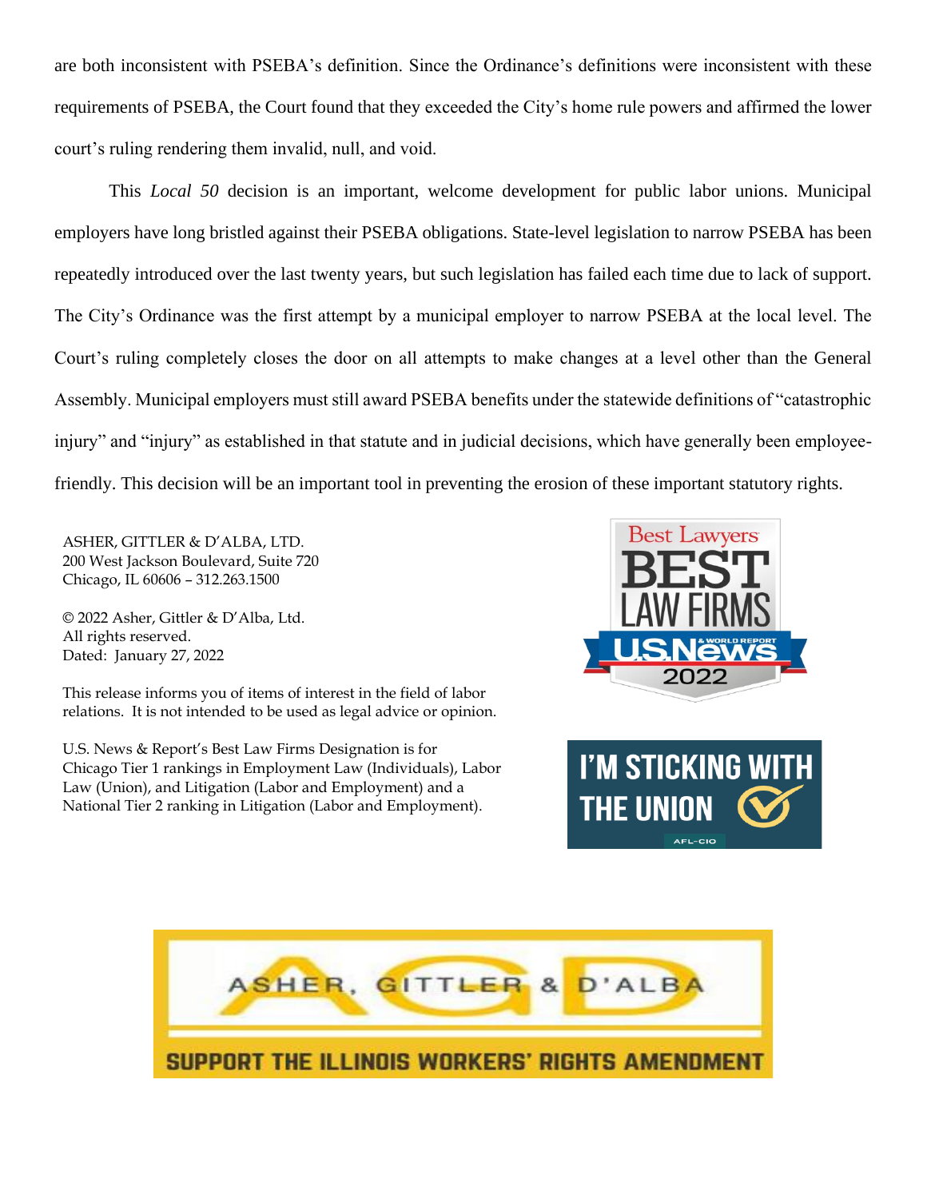are both inconsistent with PSEBA's definition. Since the Ordinance's definitions were inconsistent with these requirements of PSEBA, the Court found that they exceeded the City's home rule powers and affirmed the lower court's ruling rendering them invalid, null, and void.

This *Local 50* decision is an important, welcome development for public labor unions. Municipal employers have long bristled against their PSEBA obligations. State-level legislation to narrow PSEBA has been repeatedly introduced over the last twenty years, but such legislation has failed each time due to lack of support. The City's Ordinance was the first attempt by a municipal employer to narrow PSEBA at the local level. The Court's ruling completely closes the door on all attempts to make changes at a level other than the General Assembly. Municipal employers must still award PSEBA benefits under the statewide definitions of "catastrophic injury" and "injury" as established in that statute and in judicial decisions, which have generally been employee-friendly. This decision will be an important tool in preventing the erosion of these important statutory rights.

ASHER, GITTLER & D'ALBA, LTD.
200 West Jackson Boulevard, Suite 720
Chicago, IL 60606 – 312.263.1500

© 2022 Asher, Gittler & D'Alba, Ltd.
All rights reserved.
Dated: January 27, 2022

This release informs you of items of interest in the field of labor relations. It is not intended to be used as legal advice or opinion.

U.S. News & Report's Best Law Firms Designation is for Chicago Tier 1 rankings in Employment Law (Individuals), Labor Law (Union), and Litigation (Labor and Employment) and a National Tier 2 ranking in Litigation (Labor and Employment).

Best Lawyers
BEST LAW FIRMS
U.S.News & WORLD REPORT
2022

I'M STICKING WITH THE UNION
AFL-CIO

ASHER, GITTLER & D'ALBA

SUPPORT THE ILLINOIS WORKERS' RIGHTS AMENDMENT